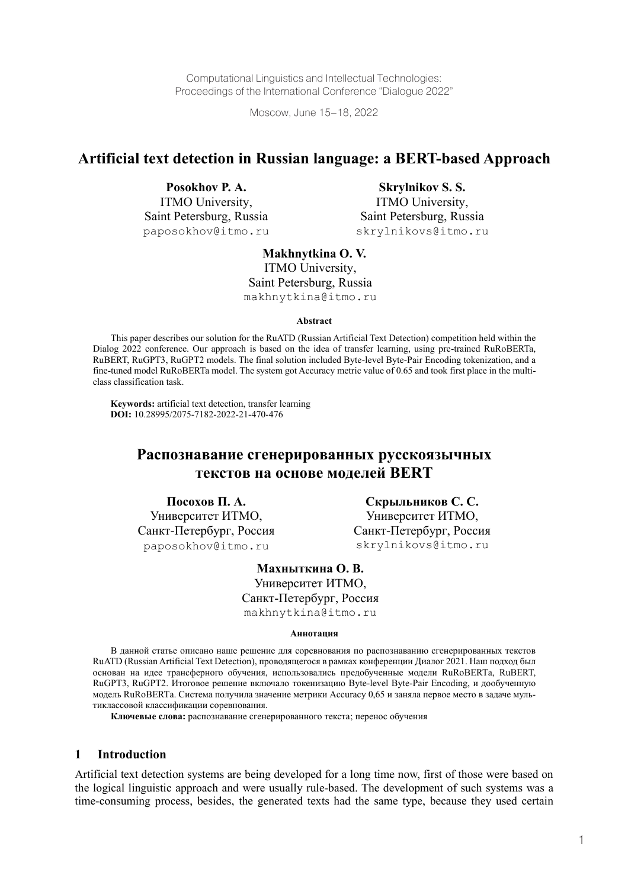Computational Linguistics and Intellectual Technologies:
Proceedings of the International Conference "Dialogue 2022"

Moscow, June 15–18, 2022

# Artificial text detection in Russian language: a BERT-based Approach

**Posokhov P. A.**
ITMO University,
Saint Petersburg, Russia
paposokhov@itmo.ru

**Skrylnikov S. S.**
ITMO University,
Saint Petersburg, Russia
skrylnikovs@itmo.ru

**Makhnytkina O. V.**
ITMO University,
Saint Petersburg, Russia
makhnytkina@itmo.ru

**Abstract**

This paper describes our solution for the RuATD (Russian Artificial Text Detection) competition held within the Dialog 2022 conference. Our approach is based on the idea of transfer learning, using pre-trained RuRoBERTa, RuBERT, RuGPT3, RuGPT2 models. The final solution included Byte-level Byte-Pair Encoding tokenization, and a fine-tuned model RuRoBERTa model. The system got Accuracy metric value of 0.65 and took first place in the multi-class classification task.

**Keywords:** artificial text detection, transfer learning
**DOI:** 10.28995/2075-7182-2022-21-470-476

# Распознавание сгенерированных русскоязычных текстов на основе моделей BERT

**Посохов П. А.**
Университет ИТМО,
Санкт-Петербург, Россия
paposokhov@itmo.ru

**Скрыльников С. С.**
Университет ИТМО,
Санкт-Петербург, Россия
skrylnikovs@itmo.ru

**Махныткина О. В.**
Университет ИТМО,
Санкт-Петербург, Россия
makhnytkina@itmo.ru

**Аннотация**

В данной статье описано наше решение для соревнования по распознаванию сгенерированных текстов RuATD (Russian Artificial Text Detection), проводящегося в рамках конференции Диалог 2021. Наш подход был основан на идее трансферного обучения, использовались предобученные модели RuRoBERTa, RuBERT, RuGPT3, RuGPT2. Итоговое решение включало токенизацию Byte-level Byte-Pair Encoding, и дообученную модель RuRoBERTa. Система получила значение метрики Accuracy 0,65 и заняла первое место в задаче мультиклассовой классификации соревнования.

**Ключевые слова:** распознавание сгенерированного текста; перенос обучения

## 1 Introduction

Artificial text detection systems are being developed for a long time now, first of those were based on the logical linguistic approach and were usually rule-based. The development of such systems was a time-consuming process, besides, the generated texts had the same type, because they used certain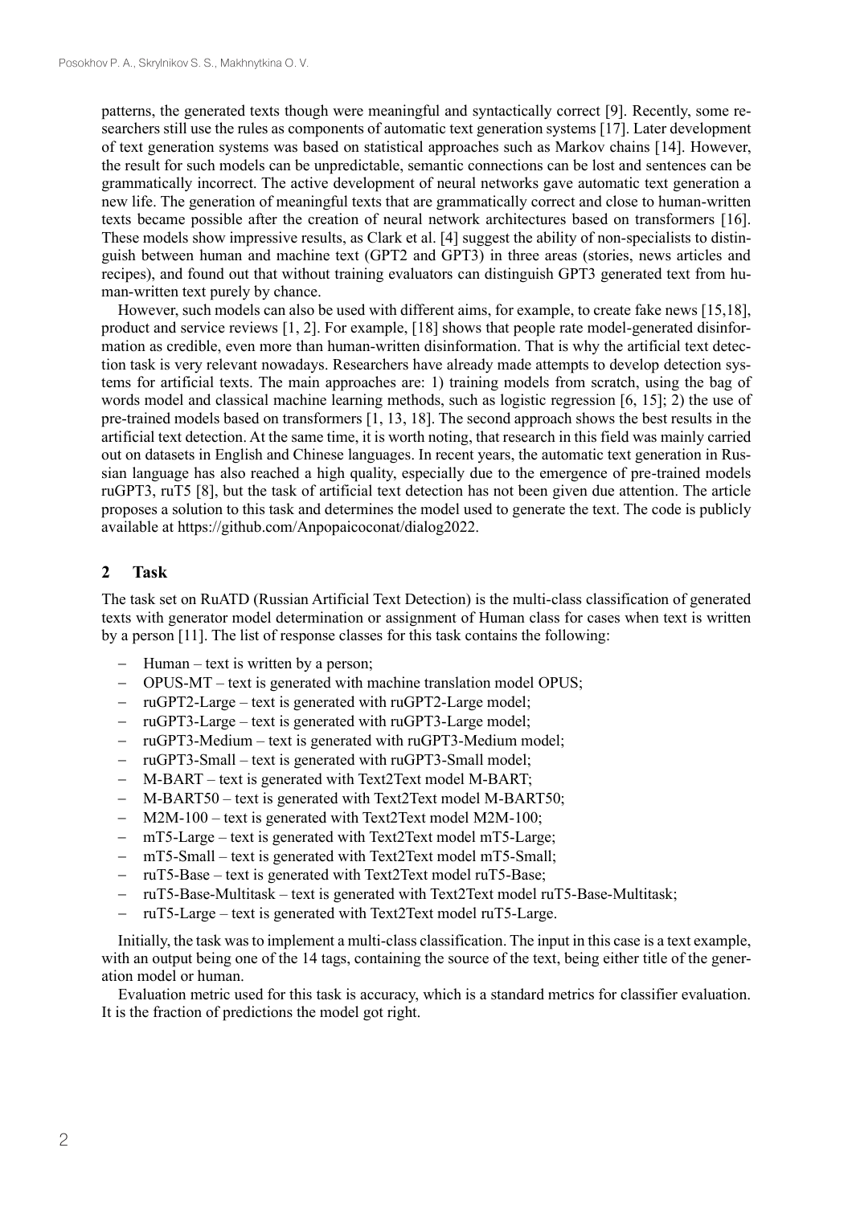patterns, the generated texts though were meaningful and syntactically correct [9]. Recently, some researchers still use the rules as components of automatic text generation systems [17]. Later development of text generation systems was based on statistical approaches such as Markov chains [14]. However, the result for such models can be unpredictable, semantic connections can be lost and sentences can be grammatically incorrect. The active development of neural networks gave automatic text generation a new life. The generation of meaningful texts that are grammatically correct and close to human-written texts became possible after the creation of neural network architectures based on transformers [16]. These models show impressive results, as Clark et al. [4] suggest the ability of non-specialists to distinguish between human and machine text (GPT2 and GPT3) in three areas (stories, news articles and recipes), and found out that without training evaluators can distinguish GPT3 generated text from human-written text purely by chance.

However, such models can also be used with different aims, for example, to create fake news [15,18], product and service reviews [1, 2]. For example, [18] shows that people rate model-generated disinformation as credible, even more than human-written disinformation. That is why the artificial text detection task is very relevant nowadays. Researchers have already made attempts to develop detection systems for artificial texts. The main approaches are: 1) training models from scratch, using the bag of words model and classical machine learning methods, such as logistic regression [6, 15]; 2) the use of pre-trained models based on transformers [1, 13, 18]. The second approach shows the best results in the artificial text detection. At the same time, it is worth noting, that research in this field was mainly carried out on datasets in English and Chinese languages. In recent years, the automatic text generation in Russian language has also reached a high quality, especially due to the emergence of pre-trained models ruGPT3, ruT5 [8], but the task of artificial text detection has not been given due attention. The article proposes a solution to this task and determines the model used to generate the text. The code is publicly available at https://github.com/Anpopaicoconat/dialog2022.

## 2 Task

The task set on RuATD (Russian Artificial Text Detection) is the multi-class classification of generated texts with generator model determination or assignment of Human class for cases when text is written by a person [11]. The list of response classes for this task contains the following:

- Human – text is written by a person;
- OPUS-MT – text is generated with machine translation model OPUS;
- ruGPT2-Large – text is generated with ruGPT2-Large model;
- ruGPT3-Large – text is generated with ruGPT3-Large model;
- ruGPT3-Medium – text is generated with ruGPT3-Medium model;
- ruGPT3-Small – text is generated with ruGPT3-Small model;
- M-BART – text is generated with Text2Text model M-BART;
- M-BART50 – text is generated with Text2Text model M-BART50;
- M2M-100 – text is generated with Text2Text model M2M-100;
- mT5-Large – text is generated with Text2Text model mT5-Large;
- mT5-Small – text is generated with Text2Text model mT5-Small;
- ruT5-Base – text is generated with Text2Text model ruT5-Base;
- ruT5-Base-Multitask – text is generated with Text2Text model ruT5-Base-Multitask;
- ruT5-Large – text is generated with Text2Text model ruT5-Large.

Initially, the task was to implement a multi-class classification. The input in this case is a text example, with an output being one of the 14 tags, containing the source of the text, being either title of the generation model or human.

Evaluation metric used for this task is accuracy, which is a standard metrics for classifier evaluation. It is the fraction of predictions the model got right.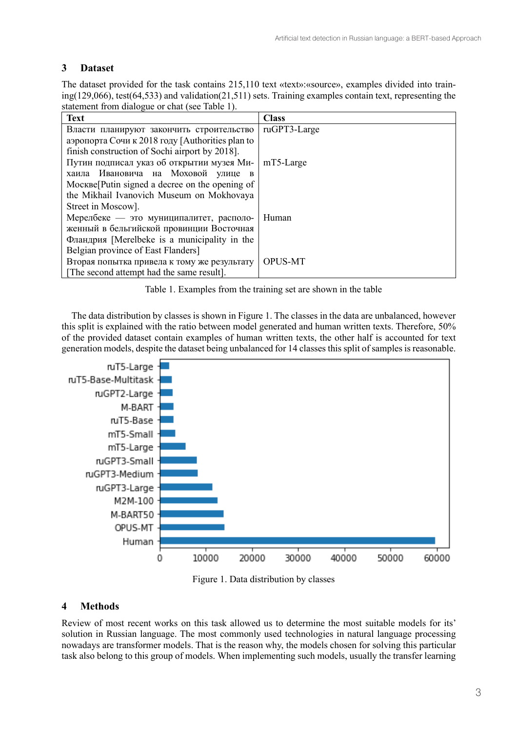## 3 Dataset

The dataset provided for the task contains 215,110 text «text»:«source», examples divided into training(129,066), test(64,533) and validation(21,511) sets. Training examples contain text, representing the statement from dialogue or chat (see Table 1).

| Text | Class |
|---|---|
| Власти планируют закончить строительство аэропорта Сочи к 2018 году [Authorities plan to finish construction of Sochi airport by 2018]. | ruGPT3-Large |
| Путин подписал указ об открытии музея Михаила Ивановича на Моховой улице в Москве[Putin signed a decree on the opening of the Mikhail Ivanovich Museum on Mokhovaya Street in Moscow]. | mT5-Large |
| Мерелбеке — это муниципалитет, расположенный в бельгийской провинции Восточная Фландрия [Merelbeke is a municipality in the Belgian province of East Flanders] | Human |
| Вторая попытка привела к тому же результату [The second attempt had the same result]. | OPUS-MT |

Table 1. Examples from the training set are shown in the table

The data distribution by classes is shown in Figure 1. The classes in the data are unbalanced, however this split is explained with the ratio between model generated and human written texts. Therefore, 50% of the provided dataset contain examples of human written texts, the other half is accounted for text generation models, despite the dataset being unbalanced for 14 classes this split of samples is reasonable.

Figure 1. Data distribution by classes

## 4 Methods

Review of most recent works on this task allowed us to determine the most suitable models for its' solution in Russian language. The most commonly used technologies in natural language processing nowadays are transformer models. That is the reason why, the models chosen for solving this particular task also belong to this group of models. When implementing such models, usually the transfer learning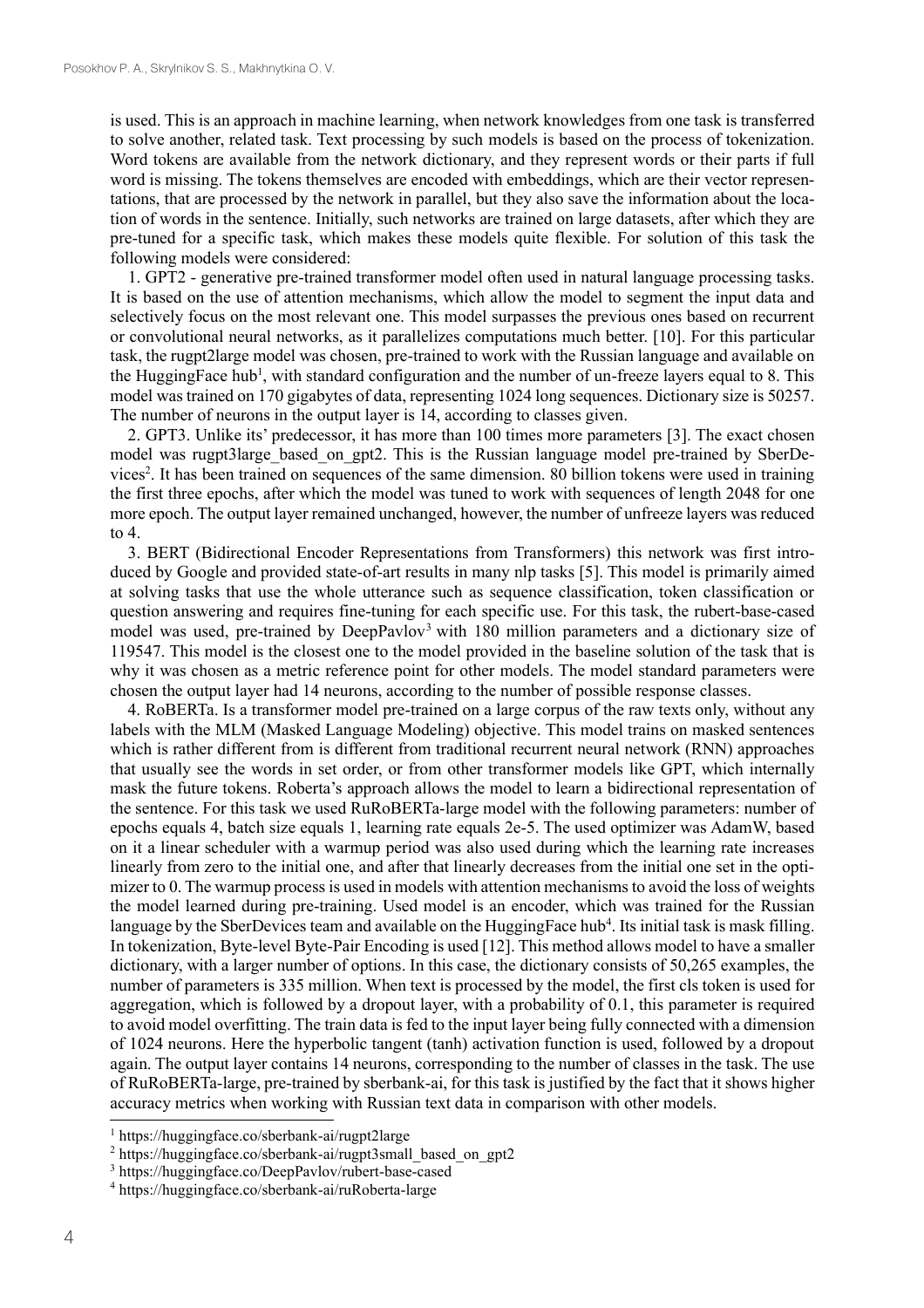is used. This is an approach in machine learning, when network knowledges from one task is transferred to solve another, related task. Text processing by such models is based on the process of tokenization. Word tokens are available from the network dictionary, and they represent words or their parts if full word is missing. The tokens themselves are encoded with embeddings, which are their vector representations, that are processed by the network in parallel, but they also save the information about the location of words in the sentence. Initially, such networks are trained on large datasets, after which they are pre-tuned for a specific task, which makes these models quite flexible. For solution of this task the following models were considered:

1. GPT2 - generative pre-trained transformer model often used in natural language processing tasks. It is based on the use of attention mechanisms, which allow the model to segment the input data and selectively focus on the most relevant one. This model surpasses the previous ones based on recurrent or convolutional neural networks, as it parallelizes computations much better. [10]. For this particular task, the rugpt2large model was chosen, pre-trained to work with the Russian language and available on the HuggingFace hub[1], with standard configuration and the number of un-freeze layers equal to 8. This model was trained on 170 gigabytes of data, representing 1024 long sequences. Dictionary size is 50257. The number of neurons in the output layer is 14, according to classes given.

2. GPT3. Unlike its' predecessor, it has more than 100 times more parameters [3]. The exact chosen model was rugpt3large_based_on_gpt2. This is the Russian language model pre-trained by SberDevices[2]. It has been trained on sequences of the same dimension. 80 billion tokens were used in training the first three epochs, after which the model was tuned to work with sequences of length 2048 for one more epoch. The output layer remained unchanged, however, the number of unfreeze layers was reduced to 4.

3. BERT (Bidirectional Encoder Representations from Transformers) this network was first introduced by Google and provided state-of-art results in many nlp tasks [5]. This model is primarily aimed at solving tasks that use the whole utterance such as sequence classification, token classification or question answering and requires fine-tuning for each specific use. For this task, the rubert-base-cased model was used, pre-trained by DeepPavlov[3] with 180 million parameters and a dictionary size of 119547. This model is the closest one to the model provided in the baseline solution of the task that is why it was chosen as a metric reference point for other models. The model standard parameters were chosen the output layer had 14 neurons, according to the number of possible response classes.

4. RoBERTa. Is a transformer model pre-trained on a large corpus of the raw texts only, without any labels with the MLM (Masked Language Modeling) objective. This model trains on masked sentences which is rather different from is different from traditional recurrent neural network (RNN) approaches that usually see the words in set order, or from other transformer models like GPT, which internally mask the future tokens. Roberta's approach allows the model to learn a bidirectional representation of the sentence. For this task we used RuRoBERTa-large model with the following parameters: number of epochs equals 4, batch size equals 1, learning rate equals 2e-5. The used optimizer was AdamW, based on it a linear scheduler with a warmup period was also used during which the learning rate increases linearly from zero to the initial one, and after that linearly decreases from the initial one set in the optimizer to 0. The warmup process is used in models with attention mechanisms to avoid the loss of weights the model learned during pre-training. Used model is an encoder, which was trained for the Russian language by the SberDevices team and available on the HuggingFace hub[4]. Its initial task is mask filling. In tokenization, Byte-level Byte-Pair Encoding is used [12]. This method allows model to have a smaller dictionary, with a larger number of options. In this case, the dictionary consists of 50,265 examples, the number of parameters is 335 million. When text is processed by the model, the first cls token is used for aggregation, which is followed by a dropout layer, with a probability of 0.1, this parameter is required to avoid model overfitting. The train data is fed to the input layer being fully connected with a dimension of 1024 neurons. Here the hyperbolic tangent (tanh) activation function is used, followed by a dropout again. The output layer contains 14 neurons, corresponding to the number of classes in the task. The use of RuRoBERTa-large, pre-trained by sberbank-ai, for this task is justified by the fact that it shows higher accuracy metrics when working with Russian text data in comparison with other models.

---

[1] https://huggingface.co/sberbank-ai/rugpt2large

[2] https://huggingface.co/sberbank-ai/rugpt3small_based_on_gpt2

[3] https://huggingface.co/DeepPavlov/rubert-base-cased

[4] https://huggingface.co/sberbank-ai/ruRoberta-large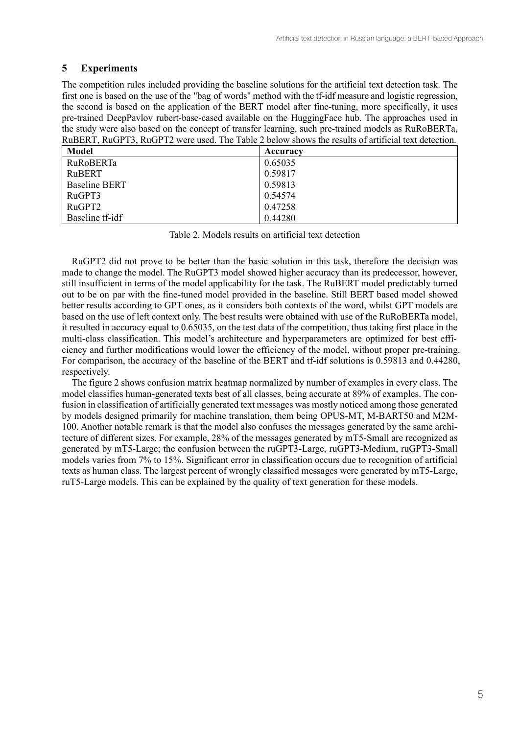## 5 Experiments

The competition rules included providing the baseline solutions for the artificial text detection task. The first one is based on the use of the "bag of words" method with the tf-idf measure and logistic regression, the second is based on the application of the BERT model after fine-tuning, more specifically, it uses pre-trained DeepPavlov rubert-base-cased available on the HuggingFace hub. The approaches used in the study were also based on the concept of transfer learning, such pre-trained models as RuRoBERTa, RuBERT, RuGPT3, RuGPT2 were used. The Table 2 below shows the results of artificial text detection.

| Model | Accuracy |
|---|---|
| RuRoBERTa | 0.65035 |
| RuBERT | 0.59817 |
| Baseline BERT | 0.59813 |
| RuGPT3 | 0.54574 |
| RuGPT2 | 0.47258 |
| Baseline tf-idf | 0.44280 |

Table 2. Models results on artificial text detection

RuGPT2 did not prove to be better than the basic solution in this task, therefore the decision was made to change the model. The RuGPT3 model showed higher accuracy than its predecessor, however, still insufficient in terms of the model applicability for the task. The RuBERT model predictably turned out to be on par with the fine-tuned model provided in the baseline. Still BERT based model showed better results according to GPT ones, as it considers both contexts of the word, whilst GPT models are based on the use of left context only. The best results were obtained with use of the RuRoBERTa model, it resulted in accuracy equal to 0.65035, on the test data of the competition, thus taking first place in the multi-class classification. This model's architecture and hyperparameters are optimized for best efficiency and further modifications would lower the efficiency of the model, without proper pre-training. For comparison, the accuracy of the baseline of the BERT and tf-idf solutions is 0.59813 and 0.44280, respectively.

The figure 2 shows confusion matrix heatmap normalized by number of examples in every class. The model classifies human-generated texts best of all classes, being accurate at 89% of examples. The confusion in classification of artificially generated text messages was mostly noticed among those generated by models designed primarily for machine translation, them being OPUS-MT, M-BART50 and M2M-100. Another notable remark is that the model also confuses the messages generated by the same architecture of different sizes. For example, 28% of the messages generated by mT5-Small are recognized as generated by mT5-Large; the confusion between the ruGPT3-Large, ruGPT3-Medium, ruGPT3-Small models varies from 7% to 15%. Significant error in classification occurs due to recognition of artificial texts as human class. The largest percent of wrongly classified messages were generated by mT5-Large, ruT5-Large models. This can be explained by the quality of text generation for these models.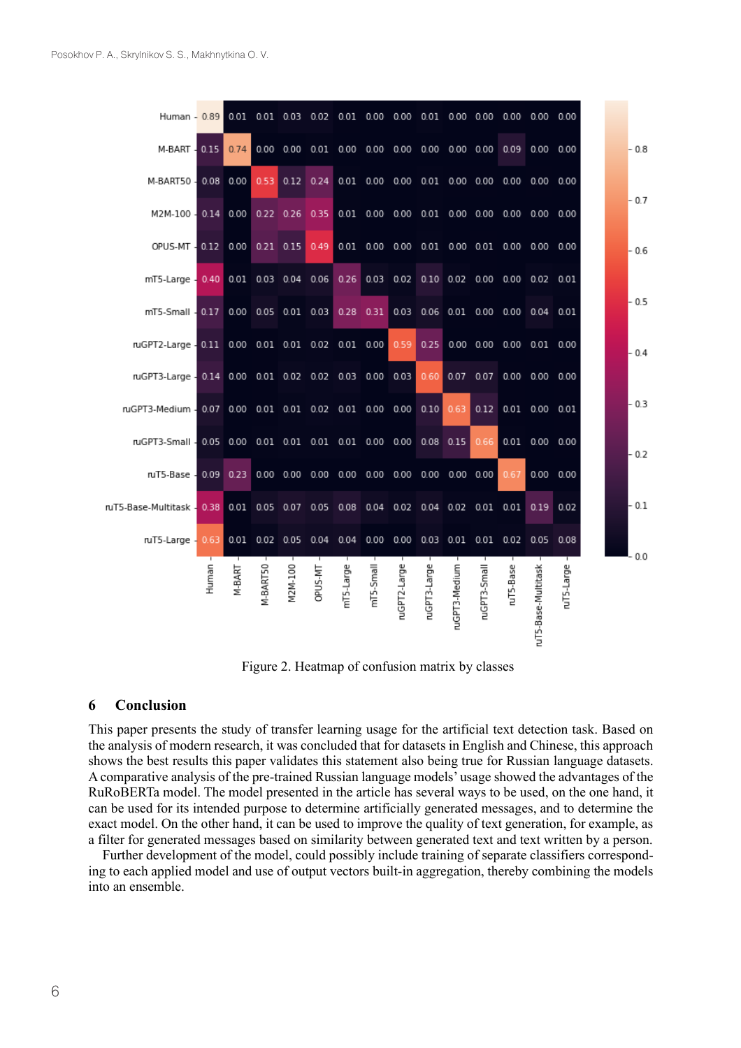| | Human | M-BART | M-BART50 | M2M-100 | OPUS-MT | mT5-Large | mT5-Small | ruGPT2-Large | ruGPT3-Large | ruGPT3-Medium | ruGPT3-Small | ruT5-Base | ruT5-Base-Multitask | ruT5-Large |
|---|---|---|---|---|---|---|---|---|---|---|---|---|---|---|
| Human | 0.89 | 0.01 | 0.01 | 0.03 | 0.02 | 0.01 | 0.00 | 0.00 | 0.01 | 0.00 | 0.00 | 0.00 | 0.00 | 0.00 |
| M-BART | 0.15 | 0.74 | 0.00 | 0.00 | 0.01 | 0.00 | 0.00 | 0.00 | 0.00 | 0.00 | 0.00 | 0.09 | 0.00 | 0.00 |
| M-BART50 | 0.08 | 0.00 | 0.53 | 0.12 | 0.24 | 0.01 | 0.00 | 0.00 | 0.01 | 0.00 | 0.00 | 0.00 | 0.00 | 0.00 |
| M2M-100 | 0.14 | 0.00 | 0.22 | 0.26 | 0.35 | 0.01 | 0.00 | 0.00 | 0.01 | 0.00 | 0.00 | 0.00 | 0.00 | 0.00 |
| OPUS-MT | 0.12 | 0.00 | 0.21 | 0.15 | 0.49 | 0.01 | 0.00 | 0.00 | 0.01 | 0.00 | 0.01 | 0.00 | 0.00 | 0.00 |
| mT5-Large | 0.40 | 0.01 | 0.03 | 0.04 | 0.06 | 0.26 | 0.03 | 0.02 | 0.10 | 0.02 | 0.00 | 0.00 | 0.02 | 0.01 |
| mT5-Small | 0.17 | 0.00 | 0.05 | 0.01 | 0.03 | 0.28 | 0.31 | 0.03 | 0.06 | 0.01 | 0.00 | 0.00 | 0.04 | 0.01 |
| ruGPT2-Large | 0.11 | 0.00 | 0.01 | 0.01 | 0.02 | 0.01 | 0.00 | 0.59 | 0.25 | 0.00 | 0.00 | 0.00 | 0.01 | 0.00 |
| ruGPT3-Large | 0.14 | 0.00 | 0.01 | 0.02 | 0.02 | 0.03 | 0.00 | 0.03 | 0.60 | 0.07 | 0.07 | 0.00 | 0.00 | 0.00 |
| ruGPT3-Medium | 0.07 | 0.00 | 0.01 | 0.01 | 0.02 | 0.01 | 0.00 | 0.00 | 0.10 | 0.63 | 0.12 | 0.01 | 0.00 | 0.01 |
| ruGPT3-Small | 0.05 | 0.00 | 0.01 | 0.01 | 0.01 | 0.01 | 0.00 | 0.00 | 0.08 | 0.15 | 0.66 | 0.01 | 0.00 | 0.00 |
| ruT5-Base | 0.09 | 0.23 | 0.00 | 0.00 | 0.00 | 0.00 | 0.00 | 0.00 | 0.00 | 0.00 | 0.00 | 0.67 | 0.00 | 0.00 |
| ruT5-Base-Multitask | 0.38 | 0.01 | 0.05 | 0.07 | 0.05 | 0.08 | 0.04 | 0.02 | 0.04 | 0.02 | 0.01 | 0.01 | 0.19 | 0.02 |
| ruT5-Large | 0.63 | 0.01 | 0.02 | 0.05 | 0.04 | 0.04 | 0.00 | 0.00 | 0.03 | 0.01 | 0.01 | 0.02 | 0.05 | 0.08 |

Figure 2. Heatmap of confusion matrix by classes

## 6 Conclusion

This paper presents the study of transfer learning usage for the artificial text detection task. Based on the analysis of modern research, it was concluded that for datasets in English and Chinese, this approach shows the best results this paper validates this statement also being true for Russian language datasets. A comparative analysis of the pre-trained Russian language models' usage showed the advantages of the RuRoBERTa model. The model presented in the article has several ways to be used, on the one hand, it can be used for its intended purpose to determine artificially generated messages, and to determine the exact model. On the other hand, it can be used to improve the quality of text generation, for example, as a filter for generated messages based on similarity between generated text and text written by a person.

Further development of the model, could possibly include training of separate classifiers corresponding to each applied model and use of output vectors built-in aggregation, thereby combining the models into an ensemble.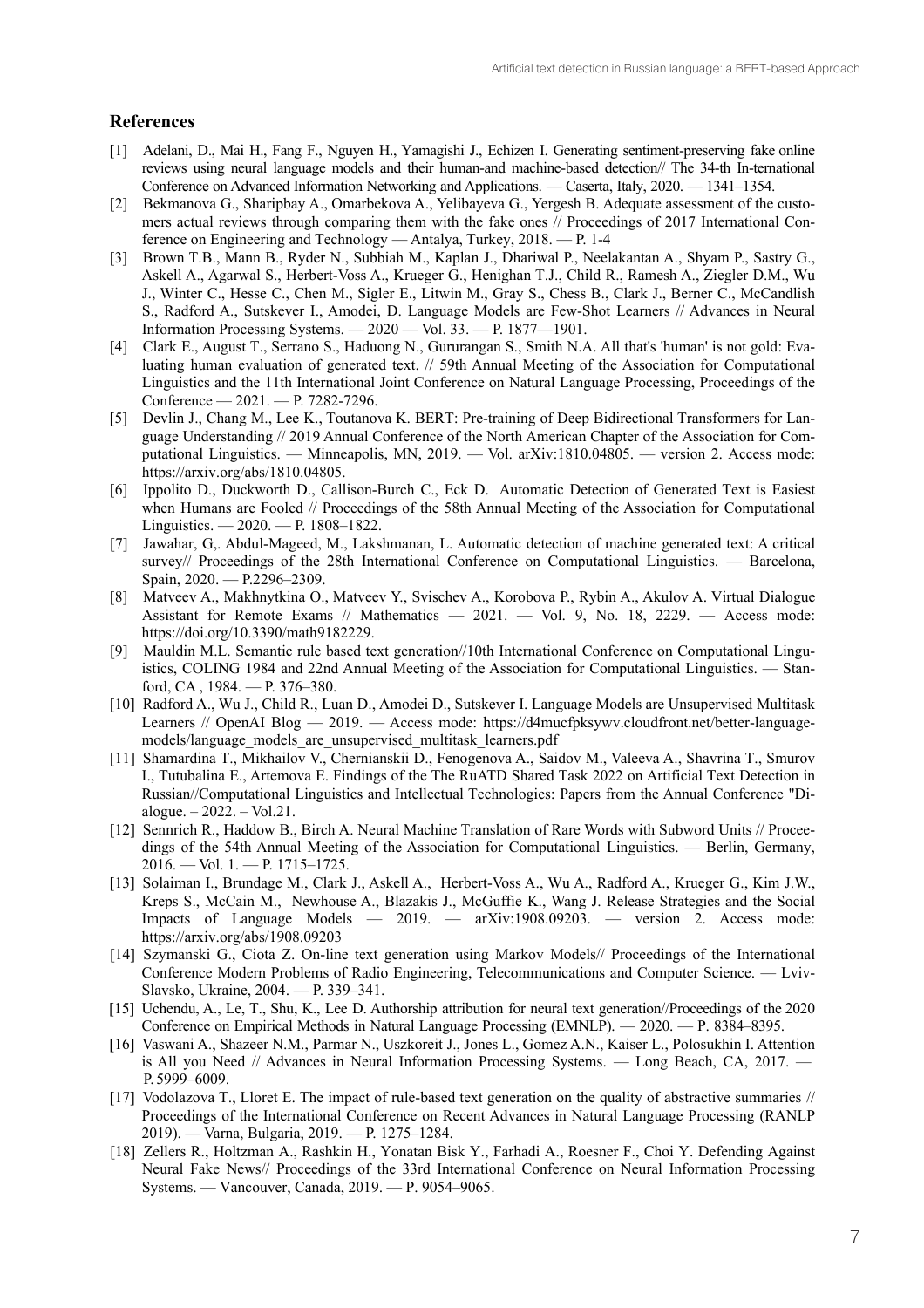## References

[1] Adelani, D., Mai H., Fang F., Nguyen H., Yamagishi J., Echizen I. Generating sentiment-preserving fake online reviews using neural language models and their human-and machine-based detection// The 34-th In-ternational Conference on Advanced Information Networking and Applications. — Caserta, Italy, 2020. — 1341–1354.

[2] Bekmanova G., Sharipbay A., Omarbekova A., Yelibayeva G., Yergesh B. Adequate assessment of the customers actual reviews through comparing them with the fake ones // Proceedings of 2017 International Conference on Engineering and Technology — Antalya, Turkey, 2018. — P. 1-4

[3] Brown T.B., Mann B., Ryder N., Subbiah M., Kaplan J., Dhariwal P., Neelakantan A., Shyam P., Sastry G., Askell A., Agarwal S., Herbert-Voss A., Krueger G., Henighan T.J., Child R., Ramesh A., Ziegler D.M., Wu J., Winter C., Hesse C., Chen M., Sigler E., Litwin M., Gray S., Chess B., Clark J., Berner C., McCandlish S., Radford A., Sutskever I., Amodei, D. Language Models are Few-Shot Learners // Advances in Neural Information Processing Systems. — 2020 — Vol. 33. — P. 1877—1901.

[4] Clark E., August T., Serrano S., Haduong N., Gururangan S., Smith N.A. All that's 'human' is not gold: Evaluating human evaluation of generated text. // 59th Annual Meeting of the Association for Computational Linguistics and the 11th International Joint Conference on Natural Language Processing, Proceedings of the Conference — 2021. — P. 7282-7296.

[5] Devlin J., Chang M., Lee K., Toutanova K. BERT: Pre-training of Deep Bidirectional Transformers for Language Understanding // 2019 Annual Conference of the North American Chapter of the Association for Computational Linguistics. — Minneapolis, MN, 2019. — Vol. arXiv:1810.04805. — version 2. Access mode: https://arxiv.org/abs/1810.04805.

[6] Ippolito D., Duckworth D., Callison-Burch C., Eck D. Automatic Detection of Generated Text is Easiest when Humans are Fooled // Proceedings of the 58th Annual Meeting of the Association for Computational Linguistics. — 2020. — P. 1808–1822.

[7] Jawahar, G,. Abdul-Mageed, M., Lakshmanan, L. Automatic detection of machine generated text: A critical survey// Proceedings of the 28th International Conference on Computational Linguistics. — Barcelona, Spain, 2020. — P.2296–2309.

[8] Matveev A., Makhnytkina O., Matveev Y., Svischev A., Korobova P., Rybin A., Akulov A. Virtual Dialogue Assistant for Remote Exams // Mathematics — 2021. — Vol. 9, No. 18, 2229. — Access mode: https://doi.org/10.3390/math9182229.

[9] Mauldin M.L. Semantic rule based text generation//10th International Conference on Computational Linguistics, COLING 1984 and 22nd Annual Meeting of the Association for Computational Linguistics. — Stanford, CA , 1984. — P. 376–380.

[10] Radford A., Wu J., Child R., Luan D., Amodei D., Sutskever I. Language Models are Unsupervised Multitask Learners // OpenAI Blog — 2019. — Access mode: https://d4mucfpksywv.cloudfront.net/better-language-models/language_models_are_unsupervised_multitask_learners.pdf

[11] Shamardina T., Mikhailov V., Chernianskii D., Fenogenova A., Saidov M., Valeeva A., Shavrina T., Smurov I., Tutubalina E., Artemova E. Findings of the The RuATD Shared Task 2022 on Artificial Text Detection in Russian//Computational Linguistics and Intellectual Technologies: Papers from the Annual Conference "Dialogue. – 2022. – Vol.21.

[12] Sennrich R., Haddow B., Birch A. Neural Machine Translation of Rare Words with Subword Units // Proceedings of the 54th Annual Meeting of the Association for Computational Linguistics. — Berlin, Germany, 2016. — Vol. 1. — P. 1715–1725.

[13] Solaiman I., Brundage M., Clark J., Askell A., Herbert-Voss A., Wu A., Radford A., Krueger G., Kim J.W., Kreps S., McCain M., Newhouse A., Blazakis J., McGuffie K., Wang J. Release Strategies and the Social Impacts of Language Models — 2019. — arXiv:1908.09203. — version 2. Access mode: https://arxiv.org/abs/1908.09203

[14] Szymanski G., Ciota Z. On-line text generation using Markov Models// Proceedings of the International Conference Modern Problems of Radio Engineering, Telecommunications and Computer Science. — Lviv-Slavsko, Ukraine, 2004. — P. 339–341.

[15] Uchendu, A., Le, T., Shu, K., Lee D. Authorship attribution for neural text generation//Proceedings of the 2020 Conference on Empirical Methods in Natural Language Processing (EMNLP). — 2020. — P. 8384–8395.

[16] Vaswani A., Shazeer N.M., Parmar N., Uszkoreit J., Jones L., Gomez A.N., Kaiser L., Polosukhin I. Attention is All you Need // Advances in Neural Information Processing Systems. — Long Beach, CA, 2017. — P. 5999–6009.

[17] Vodolazova T., Lloret E. The impact of rule-based text generation on the quality of abstractive summaries // Proceedings of the International Conference on Recent Advances in Natural Language Processing (RANLP 2019). — Varna, Bulgaria, 2019. — P. 1275–1284.

[18] Zellers R., Holtzman A., Rashkin H., Yonatan Bisk Y., Farhadi A., Roesner F., Choi Y. Defending Against Neural Fake News// Proceedings of the 33rd International Conference on Neural Information Processing Systems. — Vancouver, Canada, 2019. — P. 9054–9065.